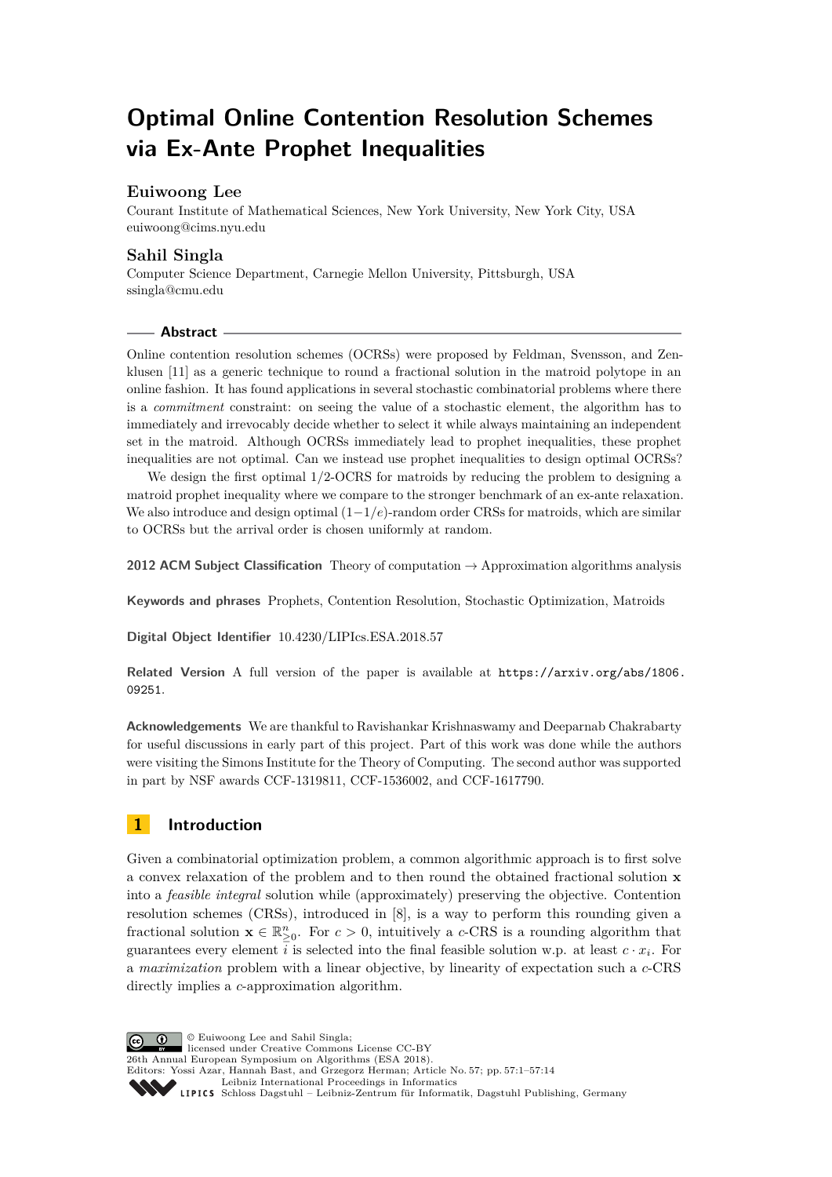# Optimal Online Contention Resolution Schemes via Ex-Ante Prophet Inequalities

**Euiwoong Lee**

Courant Institute of Mathematical Sciences, New York University, New York City, USA
euiwoong@cims.nyu.edu

**Sahil Singla**

Computer Science Department, Carnegie Mellon University, Pittsburgh, USA
ssingla@cmu.edu

## Abstract

Online contention resolution schemes (OCRSs) were proposed by Feldman, Svensson, and Zenklusen [11] as a generic technique to round a fractional solution in the matroid polytope in an online fashion. It has found applications in several stochastic combinatorial problems where there is a *commitment* constraint: on seeing the value of a stochastic element, the algorithm has to immediately and irrevocably decide whether to select it while always maintaining an independent set in the matroid. Although OCRSs immediately lead to prophet inequalities, these prophet inequalities are not optimal. Can we instead use prophet inequalities to design optimal OCRSs?

We design the first optimal $1/2$-OCRS for matroids by reducing the problem to designing a matroid prophet inequality where we compare to the stronger benchmark of an ex-ante relaxation. We also introduce and design optimal $(1-1/e)$-random order CRSs for matroids, which are similar to OCRSs but the arrival order is chosen uniformly at random.

**2012 ACM Subject Classification** Theory of computation → Approximation algorithms analysis

**Keywords and phrases** Prophets, Contention Resolution, Stochastic Optimization, Matroids

**Digital Object Identifier** 10.4230/LIPIcs.ESA.2018.57

**Related Version** A full version of the paper is available at https://arxiv.org/abs/1806.09251.

**Acknowledgements** We are thankful to Ravishankar Krishnaswamy and Deeparnab Chakrabarty for useful discussions in early part of this project. Part of this work was done while the authors were visiting the Simons Institute for the Theory of Computing. The second author was supported in part by NSF awards CCF-1319811, CCF-1536002, and CCF-1617790.

## 1 Introduction

Given a combinatorial optimization problem, a common algorithmic approach is to first solve a convex relaxation of the problem and to then round the obtained fractional solution $\mathbf{x}$ into a *feasible integral* solution while (approximately) preserving the objective. Contention resolution schemes (CRSs), introduced in [8], is a way to perform this rounding given a fractional solution $\mathbf{x} \in \mathbb{R}^n_{\geq 0}$. For $c > 0$, intuitively a $c$-CRS is a rounding algorithm that guarantees every element $i$ is selected into the final feasible solution w.p. at least $c \cdot x_i$. For a *maximization* problem with a linear objective, by linearity of expectation such a $c$-CRS directly implies a $c$-approximation algorithm.

© Euiwoong Lee and Sahil Singla;
licensed under Creative Commons License CC-BY
26th Annual European Symposium on Algorithms (ESA 2018).
Editors: Yossi Azar, Hannah Bast, and Grzegorz Herman; Article No. 57; pp. 57:1–57:14
Leibniz International Proceedings in Informatics
Schloss Dagstuhl – Leibniz-Zentrum für Informatik, Dagstuhl Publishing, Germany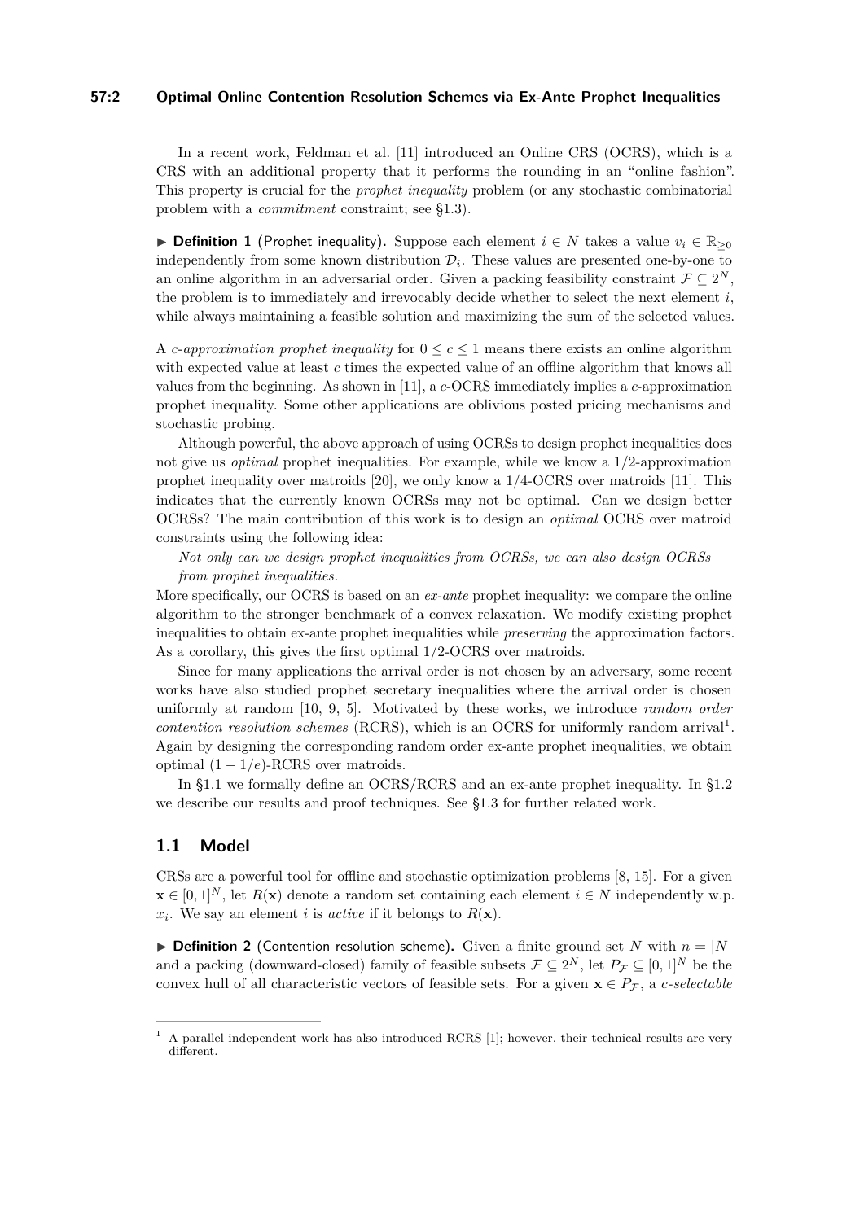In a recent work, Feldman et al. [11] introduced an Online CRS (OCRS), which is a CRS with an additional property that it performs the rounding in an "online fashion". This property is crucial for the *prophet inequality* problem (or any stochastic combinatorial problem with a *commitment* constraint; see §1.3).

▶ **Definition 1** (Prophet inequality)**.** Suppose each element $i \in N$ takes a value $v_i \in \mathbb{R}_{\geq 0}$ independently from some known distribution $\mathcal{D}_i$. These values are presented one-by-one to an online algorithm in an adversarial order. Given a packing feasibility constraint $\mathcal{F} \subseteq 2^N$, the problem is to immediately and irrevocably decide whether to select the next element $i$, while always maintaining a feasible solution and maximizing the sum of the selected values.

A *c-approximation prophet inequality* for $0 \leq c \leq 1$ means there exists an online algorithm with expected value at least $c$ times the expected value of an offline algorithm that knows all values from the beginning. As shown in [11], a $c$-OCRS immediately implies a $c$-approximation prophet inequality. Some other applications are oblivious posted pricing mechanisms and stochastic probing.

Although powerful, the above approach of using OCRSs to design prophet inequalities does not give us *optimal* prophet inequalities. For example, while we know a 1/2-approximation prophet inequality over matroids [20], we only know a 1/4-OCRS over matroids [11]. This indicates that the currently known OCRSs may not be optimal. Can we design better OCRSs? The main contribution of this work is to design an *optimal* OCRS over matroid constraints using the following idea:

*Not only can we design prophet inequalities from OCRSs, we can also design OCRSs from prophet inequalities.*

More specifically, our OCRS is based on an *ex-ante* prophet inequality: we compare the online algorithm to the stronger benchmark of a convex relaxation. We modify existing prophet inequalities to obtain ex-ante prophet inequalities while *preserving* the approximation factors. As a corollary, this gives the first optimal 1/2-OCRS over matroids.

Since for many applications the arrival order is not chosen by an adversary, some recent works have also studied prophet secretary inequalities where the arrival order is chosen uniformly at random [10, 9, 5]. Motivated by these works, we introduce *random order contention resolution schemes* (RCRS), which is an OCRS for uniformly random arrival[1]. Again by designing the corresponding random order ex-ante prophet inequalities, we obtain optimal $(1 - 1/e)$-RCRS over matroids.

In §1.1 we formally define an OCRS/RCRS and an ex-ante prophet inequality. In §1.2 we describe our results and proof techniques. See §1.3 for further related work.

## 1.1 Model

CRSs are a powerful tool for offline and stochastic optimization problems [8, 15]. For a given $\mathbf{x} \in [0, 1]^N$, let $R(\mathbf{x})$ denote a random set containing each element $i \in N$ independently w.p. $x_i$. We say an element $i$ is *active* if it belongs to $R(\mathbf{x})$.

▶ **Definition 2** (Contention resolution scheme)**.** Given a finite ground set $N$ with $n = |N|$ and a packing (downward-closed) family of feasible subsets $\mathcal{F} \subseteq 2^N$, let $P_{\mathcal{F}} \subseteq [0, 1]^N$ be the convex hull of all characteristic vectors of feasible sets. For a given $\mathbf{x} \in P_{\mathcal{F}}$, a *c-selectable*

---

[1] A parallel independent work has also introduced RCRS [1]; however, their technical results are very different.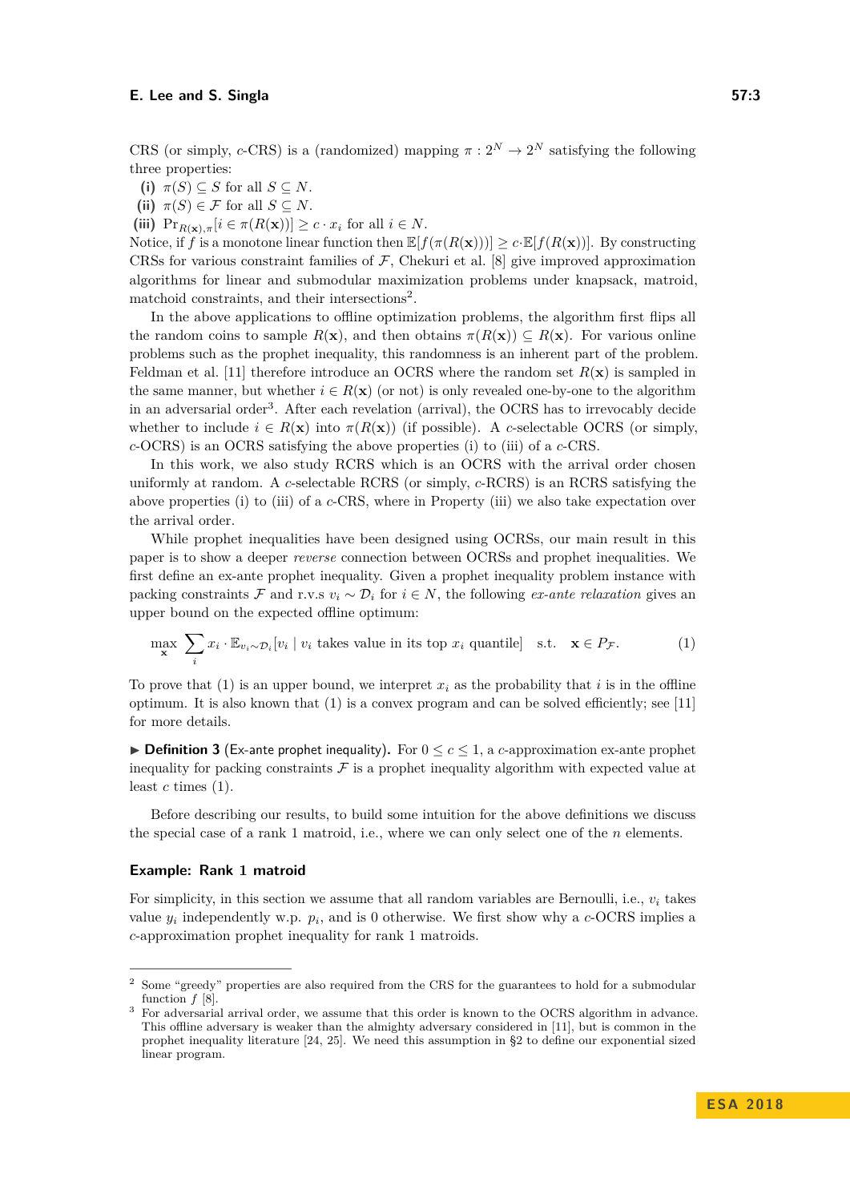CRS (or simply, $c$-CRS) is a (randomized) mapping $\pi : 2^N \to 2^N$ satisfying the following three properties:

**(i)** $\pi(S) \subseteq S$ for all $S \subseteq N$.
**(ii)** $\pi(S) \in \mathcal{F}$ for all $S \subseteq N$.
**(iii)** $\Pr_{R(\mathbf{x}),\pi}[i \in \pi(R(\mathbf{x}))] \geq c \cdot x_i$ for all $i \in N$.

Notice, if $f$ is a monotone linear function then $\mathbb{E}[f(\pi(R(\mathbf{x})))] \geq c \cdot \mathbb{E}[f(R(\mathbf{x}))]$. By constructing CRSs for various constraint families of $\mathcal{F}$, Chekuri et al. [8] give improved approximation algorithms for linear and submodular maximization problems under knapsack, matroid, matchoid constraints, and their intersections[2].

In the above applications to offline optimization problems, the algorithm first flips all the random coins to sample $R(\mathbf{x})$, and then obtains $\pi(R(\mathbf{x})) \subseteq R(\mathbf{x})$. For various online problems such as the prophet inequality, this randomness is an inherent part of the problem. Feldman et al. [11] therefore introduce an OCRS where the random set $R(\mathbf{x})$ is sampled in the same manner, but whether $i \in R(\mathbf{x})$ (or not) is only revealed one-by-one to the algorithm in an adversarial order[3]. After each revelation (arrival), the OCRS has to irrevocably decide whether to include $i \in R(\mathbf{x})$ into $\pi(R(\mathbf{x}))$ (if possible). A $c$-selectable OCRS (or simply, $c$-OCRS) is an OCRS satisfying the above properties (i) to (iii) of a $c$-CRS.

In this work, we also study RCRS which is an OCRS with the arrival order chosen uniformly at random. A $c$-selectable RCRS (or simply, $c$-RCRS) is an RCRS satisfying the above properties (i) to (iii) of a $c$-CRS, where in Property (iii) we also take expectation over the arrival order.

While prophet inequalities have been designed using OCRSs, our main result in this paper is to show a deeper *reverse* connection between OCRSs and prophet inequalities. We first define an ex-ante prophet inequality. Given a prophet inequality problem instance with packing constraints $\mathcal{F}$ and r.v.s $v_i \sim \mathcal{D}_i$ for $i \in N$, the following *ex-ante relaxation* gives an upper bound on the expected offline optimum:

$$\max_{\mathbf{x}} \sum_i x_i \cdot \mathbb{E}_{v_i \sim \mathcal{D}_i}[v_i \mid v_i \text{ takes value in its top } x_i \text{ quantile}] \quad \text{s.t.} \quad \mathbf{x} \in P_{\mathcal{F}}. \tag{1}$$

To prove that (1) is an upper bound, we interpret $x_i$ as the probability that $i$ is in the offline optimum. It is also known that (1) is a convex program and can be solved efficiently; see [11] for more details.

▶ **Definition 3** (Ex-ante prophet inequality). For $0 \leq c \leq 1$, a $c$-approximation ex-ante prophet inequality for packing constraints $\mathcal{F}$ is a prophet inequality algorithm with expected value at least $c$ times (1).

Before describing our results, to build some intuition for the above definitions we discuss the special case of a rank 1 matroid, i.e., where we can only select one of the $n$ elements.

### Example: Rank 1 matroid

For simplicity, in this section we assume that all random variables are Bernoulli, i.e., $v_i$ takes value $y_i$ independently w.p. $p_i$, and is 0 otherwise. We first show why a $c$-OCRS implies a $c$-approximation prophet inequality for rank 1 matroids.

---

[2] Some "greedy" properties are also required from the CRS for the guarantees to hold for a submodular function $f$ [8].

[3] For adversarial arrival order, we assume that this order is known to the OCRS algorithm in advance. This offline adversary is weaker than the almighty adversary considered in [11], but is common in the prophet inequality literature [24, 25]. We need this assumption in §2 to define our exponential sized linear program.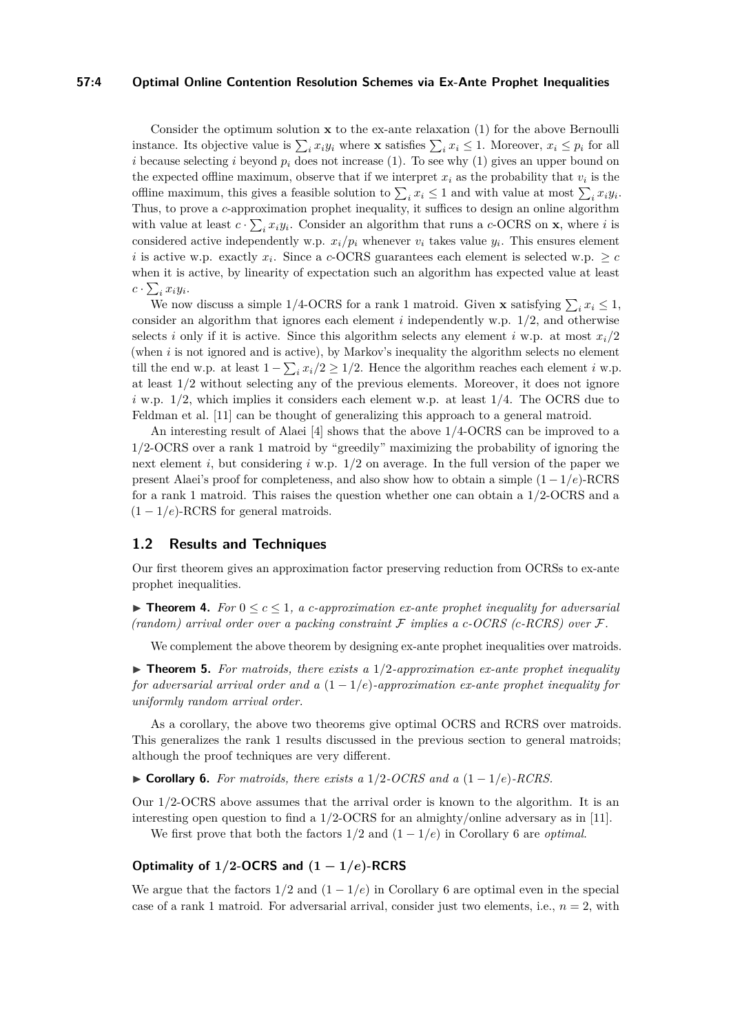Consider the optimum solution $\mathbf{x}$ to the ex-ante relaxation (1) for the above Bernoulli instance. Its objective value is $\sum_i x_i y_i$ where $\mathbf{x}$ satisfies $\sum_i x_i \leq 1$. Moreover, $x_i \leq p_i$ for all $i$ because selecting $i$ beyond $p_i$ does not increase (1). To see why (1) gives an upper bound on the expected offline maximum, observe that if we interpret $x_i$ as the probability that $v_i$ is the offline maximum, this gives a feasible solution to $\sum_i x_i \leq 1$ and with value at most $\sum_i x_i y_i$. Thus, to prove a $c$-approximation prophet inequality, it suffices to design an online algorithm with value at least $c \cdot \sum_i x_i y_i$. Consider an algorithm that runs a $c$-OCRS on $\mathbf{x}$, where $i$ is considered active independently w.p. $x_i/p_i$ whenever $v_i$ takes value $y_i$. This ensures element $i$ is active w.p. exactly $x_i$. Since a $c$-OCRS guarantees each element is selected w.p. $\geq c$ when it is active, by linearity of expectation such an algorithm has expected value at least $c \cdot \sum_i x_i y_i$.

We now discuss a simple 1/4-OCRS for a rank 1 matroid. Given $\mathbf{x}$ satisfying $\sum_i x_i \leq 1$, consider an algorithm that ignores each element $i$ independently w.p. 1/2, and otherwise selects $i$ only if it is active. Since this algorithm selects any element $i$ w.p. at most $x_i/2$ (when $i$ is not ignored and is active), by Markov's inequality the algorithm selects no element till the end w.p. at least $1 - \sum_i x_i/2 \geq 1/2$. Hence the algorithm reaches each element $i$ w.p. at least 1/2 without selecting any of the previous elements. Moreover, it does not ignore $i$ w.p. 1/2, which implies it considers each element w.p. at least 1/4. The OCRS due to Feldman et al. [11] can be thought of generalizing this approach to a general matroid.

An interesting result of Alaei [4] shows that the above 1/4-OCRS can be improved to a 1/2-OCRS over a rank 1 matroid by "greedily" maximizing the probability of ignoring the next element $i$, but considering $i$ w.p. 1/2 on average. In the full version of the paper we present Alaei's proof for completeness, and also show how to obtain a simple $(1-1/e)$-RCRS for a rank 1 matroid. This raises the question whether one can obtain a 1/2-OCRS and a $(1-1/e)$-RCRS for general matroids.

## 1.2 Results and Techniques

Our first theorem gives an approximation factor preserving reduction from OCRSs to ex-ante prophet inequalities.

▶ **Theorem 4.** *For $0 \leq c \leq 1$, a $c$-approximation ex-ante prophet inequality for adversarial (random) arrival order over a packing constraint $\mathcal{F}$ implies a $c$-OCRS ($c$-RCRS) over $\mathcal{F}$.*

We complement the above theorem by designing ex-ante prophet inequalities over matroids.

▶ **Theorem 5.** *For matroids, there exists a 1/2-approximation ex-ante prophet inequality for adversarial arrival order and a $(1-1/e)$-approximation ex-ante prophet inequality for uniformly random arrival order.*

As a corollary, the above two theorems give optimal OCRS and RCRS over matroids. This generalizes the rank 1 results discussed in the previous section to general matroids; although the proof techniques are very different.

▶ **Corollary 6.** *For matroids, there exists a 1/2-OCRS and a $(1-1/e)$-RCRS.*

Our 1/2-OCRS above assumes that the arrival order is known to the algorithm. It is an interesting open question to find a 1/2-OCRS for an almighty/online adversary as in [11].

We first prove that both the factors 1/2 and $(1-1/e)$ in Corollary 6 are *optimal*.

### Optimality of 1/2-OCRS and $(1-1/e)$-RCRS

We argue that the factors 1/2 and $(1-1/e)$ in Corollary 6 are optimal even in the special case of a rank 1 matroid. For adversarial arrival, consider just two elements, i.e., $n = 2$, with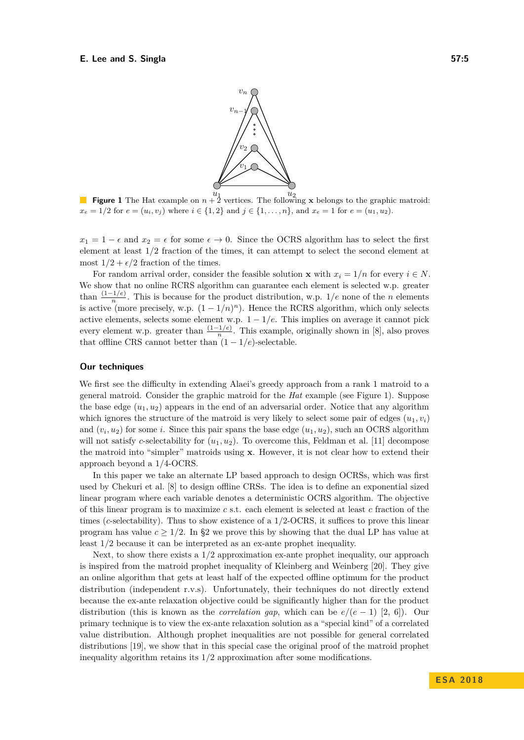**Figure 1** The Hat example on $n+2$ vertices. The following $\mathbf{x}$ belongs to the graphic matroid: $x_e = 1/2$ for $e = (u_i, v_j)$ where $i \in \{1,2\}$ and $j \in \{1,\ldots,n\}$, and $x_e = 1$ for $e = (u_1, u_2)$.

$x_1 = 1 - \epsilon$ and $x_2 = \epsilon$ for some $\epsilon \to 0$. Since the OCRS algorithm has to select the first element at least $1/2$ fraction of the times, it can attempt to select the second element at most $1/2 + \epsilon/2$ fraction of the times.

For random arrival order, consider the feasible solution $\mathbf{x}$ with $x_i = 1/n$ for every $i \in N$. We show that no online RCRS algorithm can guarantee each element is selected w.p. greater than $\frac{(1-1/e)}{n}$. This is because for the product distribution, w.p. $1/e$ none of the $n$ elements is active (more precisely, w.p. $(1-1/n)^n$). Hence the RCRS algorithm, which only selects active elements, selects some element w.p. $1-1/e$. This implies on average it cannot pick every element w.p. greater than $\frac{(1-1/e)}{n}$. This example, originally shown in [8], also proves that offline CRS cannot better than $(1-1/e)$-selectable.

## Our techniques

We first see the difficulty in extending Alaei's greedy approach from a rank 1 matroid to a general matroid. Consider the graphic matroid for the *Hat* example (see Figure 1). Suppose the base edge $(u_1, u_2)$ appears in the end of an adversarial order. Notice that any algorithm which ignores the structure of the matroid is very likely to select some pair of edges $(u_1, v_i)$ and $(v_i, u_2)$ for some $i$. Since this pair spans the base edge $(u_1, u_2)$, such an OCRS algorithm will not satisfy $c$-selectability for $(u_1, u_2)$. To overcome this, Feldman et al. [11] decompose the matroid into "simpler" matroids using $\mathbf{x}$. However, it is not clear how to extend their approach beyond a $1/4$-OCRS.

In this paper we take an alternate LP based approach to design OCRSs, which was first used by Chekuri et al. [8] to design offline CRSs. The idea is to define an exponential sized linear program where each variable denotes a deterministic OCRS algorithm. The objective of this linear program is to maximize $c$ s.t. each element is selected at least $c$ fraction of the times ($c$-selectability). Thus to show existence of a $1/2$-OCRS, it suffices to prove this linear program has value $c \geq 1/2$. In §2 we prove this by showing that the dual LP has value at least $1/2$ because it can be interpreted as an ex-ante prophet inequality.

Next, to show there exists a $1/2$ approximation ex-ante prophet inequality, our approach is inspired from the matroid prophet inequality of Kleinberg and Weinberg [20]. They give an online algorithm that gets at least half of the expected offline optimum for the product distribution (independent r.v.s). Unfortunately, their techniques do not directly extend because the ex-ante relaxation objective could be significantly higher than for the product distribution (this is known as the *correlation gap*, which can be $e/(e-1)$ [2, 6]). Our primary technique is to view the ex-ante relaxation solution as a "special kind" of a correlated value distribution. Although prophet inequalities are not possible for general correlated distributions [19], we show that in this special case the original proof of the matroid prophet inequality algorithm retains its $1/2$ approximation after some modifications.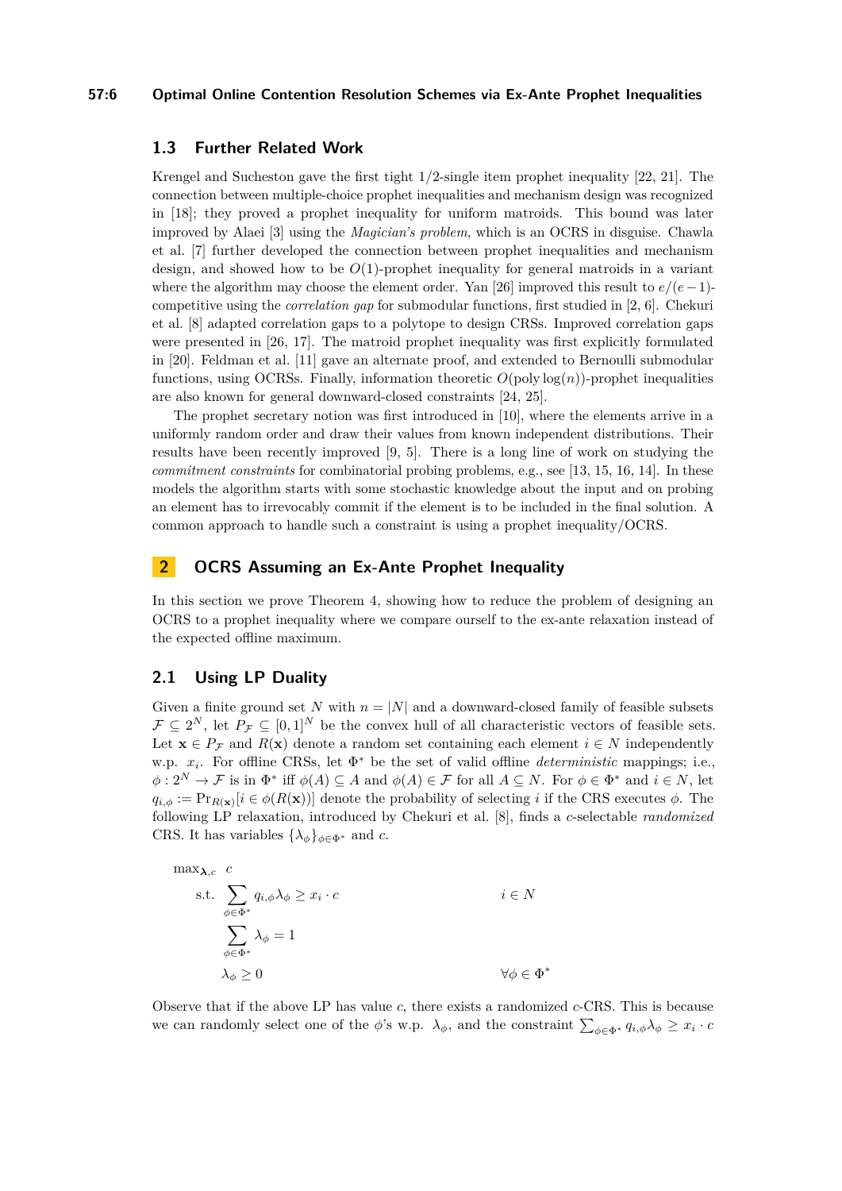### 1.3 Further Related Work

Krengel and Sucheston gave the first tight 1/2-single item prophet inequality [22, 21]. The connection between multiple-choice prophet inequalities and mechanism design was recognized in [18]; they proved a prophet inequality for uniform matroids. This bound was later improved by Alaei [3] using the *Magician's problem*, which is an OCRS in disguise. Chawla et al. [7] further developed the connection between prophet inequalities and mechanism design, and showed how to be $O(1)$-prophet inequality for general matroids in a variant where the algorithm may choose the element order. Yan [26] improved this result to $e/(e-1)$-competitive using the *correlation gap* for submodular functions, first studied in [2, 6]. Chekuri et al. [8] adapted correlation gaps to a polytope to design CRSs. Improved correlation gaps were presented in [26, 17]. The matroid prophet inequality was first explicitly formulated in [20]. Feldman et al. [11] gave an alternate proof, and extended to Bernoulli submodular functions, using OCRSs. Finally, information theoretic $O(\text{poly}\log(n))$-prophet inequalities are also known for general downward-closed constraints [24, 25].

The prophet secretary notion was first introduced in [10], where the elements arrive in a uniformly random order and draw their values from known independent distributions. Their results have been recently improved [9, 5]. There is a long line of work on studying the *commitment constraints* for combinatorial probing problems, e.g., see [13, 15, 16, 14]. In these models the algorithm starts with some stochastic knowledge about the input and on probing an element has to irrevocably commit if the element is to be included in the final solution. A common approach to handle such a constraint is using a prophet inequality/OCRS.

## 2 OCRS Assuming an Ex-Ante Prophet Inequality

In this section we prove Theorem 4, showing how to reduce the problem of designing an OCRS to a prophet inequality where we compare ourself to the ex-ante relaxation instead of the expected offline maximum.

### 2.1 Using LP Duality

Given a finite ground set $N$ with $n = |N|$ and a downward-closed family of feasible subsets $\mathcal{F} \subseteq 2^N$, let $P_{\mathcal{F}} \subseteq [0,1]^N$ be the convex hull of all characteristic vectors of feasible sets. Let $\mathbf{x} \in P_{\mathcal{F}}$ and $R(\mathbf{x})$ denote a random set containing each element $i \in N$ independently w.p. $x_i$. For offline CRSs, let $\Phi^*$ be the set of valid offline *deterministic* mappings; i.e., $\phi : 2^N \to \mathcal{F}$ is in $\Phi^*$ iff $\phi(A) \subseteq A$ and $\phi(A) \in \mathcal{F}$ for all $A \subseteq N$. For $\phi \in \Phi^*$ and $i \in N$, let $q_{i,\phi} := \Pr_{R(\mathbf{x})}[i \in \phi(R(\mathbf{x}))]$ denote the probability of selecting $i$ if the CRS executes $\phi$. The following LP relaxation, introduced by Chekuri et al. [8], finds a $c$-selectable *randomized* CRS. It has variables $\{\lambda_\phi\}_{\phi \in \Phi^*}$ and $c$.

$$
\begin{aligned}
\max_{\boldsymbol{\lambda}, c} \quad & c \\
\text{s.t.} \quad & \sum_{\phi \in \Phi^*} q_{i,\phi} \lambda_\phi \geq x_i \cdot c & & i \in N \\
& \sum_{\phi \in \Phi^*} \lambda_\phi = 1 & & \\
& \lambda_\phi \geq 0 & & \forall \phi \in \Phi^*
\end{aligned}
$$

Observe that if the above LP has value $c$, there exists a randomized $c$-CRS. This is because we can randomly select one of the $\phi$'s w.p. $\lambda_\phi$, and the constraint $\sum_{\phi \in \Phi^*} q_{i,\phi} \lambda_\phi \geq x_i \cdot c$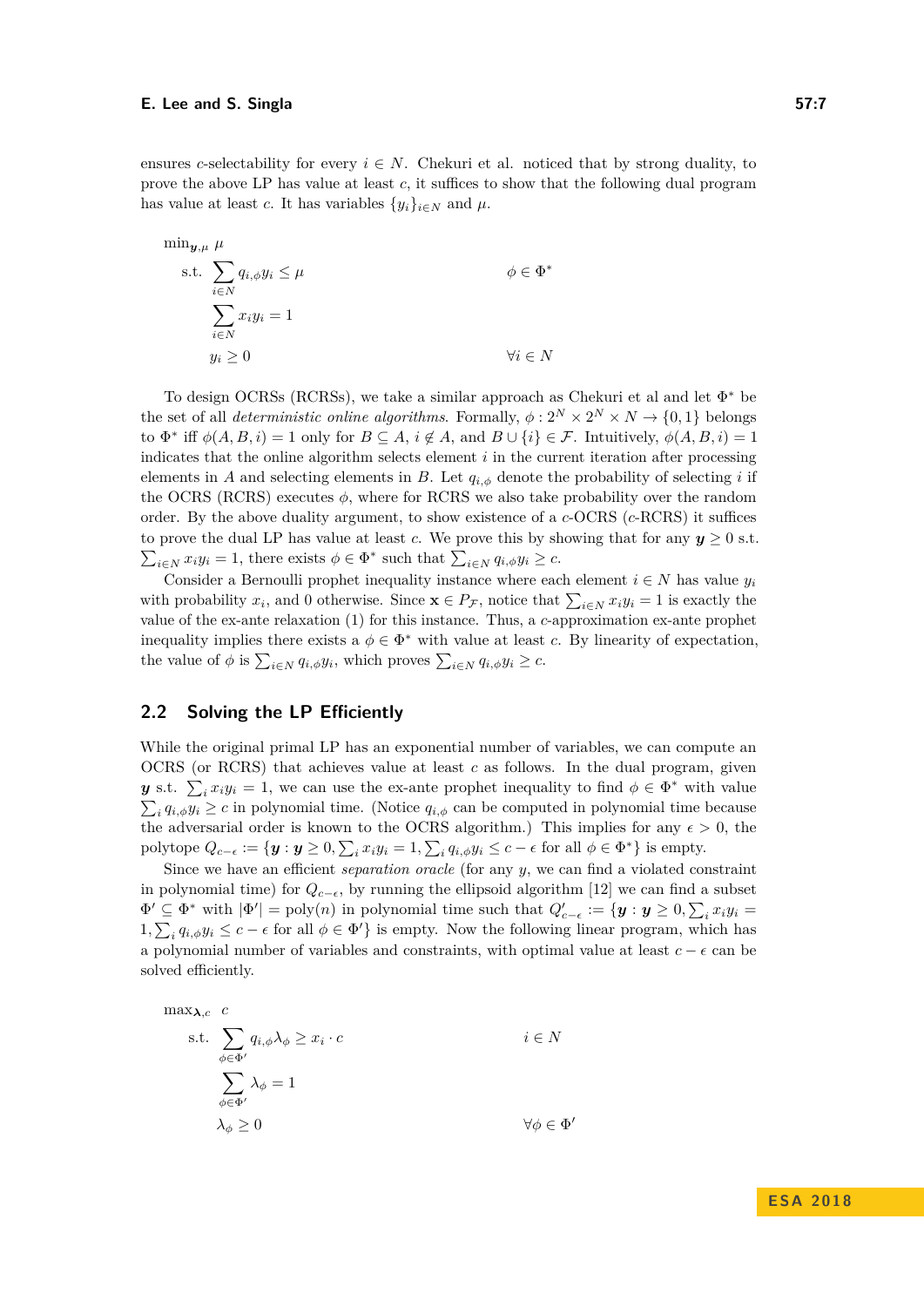ensures $c$-selectability for every $i \in N$. Chekuri et al. noticed that by strong duality, to prove the above LP has value at least $c$, it suffices to show that the following dual program has value at least $c$. It has variables $\{y_i\}_{i\in N}$ and $\mu$.

$$
\begin{aligned}
\min_{\boldsymbol{y},\mu} \ & \mu \\
\text{s.t.} \ & \sum_{i\in N} q_{i,\phi} y_i \le \mu & \phi \in \Phi^* \\
& \sum_{i\in N} x_i y_i = 1 \\
& y_i \ge 0 & \forall i \in N
\end{aligned}
$$

To design OCRSs (RCRSs), we take a similar approach as Chekuri et al and let $\Phi^*$ be the set of all *deterministic online algorithms*. Formally, $\phi : 2^N \times 2^N \times N \to \{0,1\}$ belongs to $\Phi^*$ iff $\phi(A, B, i) = 1$ only for $B \subseteq A$, $i \notin A$, and $B \cup \{i\} \in \mathcal{F}$. Intuitively, $\phi(A, B, i) = 1$ indicates that the online algorithm selects element $i$ in the current iteration after processing elements in $A$ and selecting elements in $B$. Let $q_{i,\phi}$ denote the probability of selecting $i$ if the OCRS (RCRS) executes $\phi$, where for RCRS we also take probability over the random order. By the above duality argument, to show existence of a $c$-OCRS ($c$-RCRS) it suffices to prove the dual LP has value at least $c$. We prove this by showing that for any $\boldsymbol{y} \ge 0$ s.t. $\sum_{i\in N} x_i y_i = 1$, there exists $\phi \in \Phi^*$ such that $\sum_{i\in N} q_{i,\phi} y_i \ge c$.

Consider a Bernoulli prophet inequality instance where each element $i \in N$ has value $y_i$ with probability $x_i$, and 0 otherwise. Since $\mathbf{x} \in P_{\mathcal{F}}$, notice that $\sum_{i\in N} x_i y_i = 1$ is exactly the value of the ex-ante relaxation (1) for this instance. Thus, a $c$-approximation ex-ante prophet inequality implies there exists a $\phi \in \Phi^*$ with value at least $c$. By linearity of expectation, the value of $\phi$ is $\sum_{i\in N} q_{i,\phi} y_i$, which proves $\sum_{i\in N} q_{i,\phi} y_i \ge c$.

## 2.2 Solving the LP Efficiently

While the original primal LP has an exponential number of variables, we can compute an OCRS (or RCRS) that achieves value at least $c$ as follows. In the dual program, given $\boldsymbol{y}$ s.t. $\sum_i x_i y_i = 1$, we can use the ex-ante prophet inequality to find $\phi \in \Phi^*$ with value $\sum_i q_{i,\phi} y_i \ge c$ in polynomial time. (Notice $q_{i,\phi}$ can be computed in polynomial time because the adversarial order is known to the OCRS algorithm.) This implies for any $\epsilon > 0$, the polytope $Q_{c-\epsilon} := \{\boldsymbol{y} : \boldsymbol{y} \ge 0, \sum_i x_i y_i = 1, \sum_i q_{i,\phi} y_i \le c - \epsilon \text{ for all } \phi \in \Phi^*\}$ is empty.

Since we have an efficient *separation oracle* (for any $y$, we can find a violated constraint in polynomial time) for $Q_{c-\epsilon}$, by running the ellipsoid algorithm [12] we can find a subset $\Phi' \subseteq \Phi^*$ with $|\Phi'| = \text{poly}(n)$ in polynomial time such that $Q'_{c-\epsilon} := \{\boldsymbol{y} : \boldsymbol{y} \ge 0, \sum_i x_i y_i = 1, \sum_i q_{i,\phi} y_i \le c - \epsilon \text{ for all } \phi \in \Phi'\}$ is empty. Now the following linear program, which has a polynomial number of variables and constraints, with optimal value at least $c - \epsilon$ can be solved efficiently.

$$
\begin{aligned}
\max_{\boldsymbol{\lambda},c} \ & c \\
\text{s.t.} \ & \sum_{\phi\in\Phi'} q_{i,\phi} \lambda_\phi \ge x_i \cdot c & i \in N \\
& \sum_{\phi\in\Phi'} \lambda_\phi = 1 \\
& \lambda_\phi \ge 0 & \forall \phi \in \Phi'
\end{aligned}
$$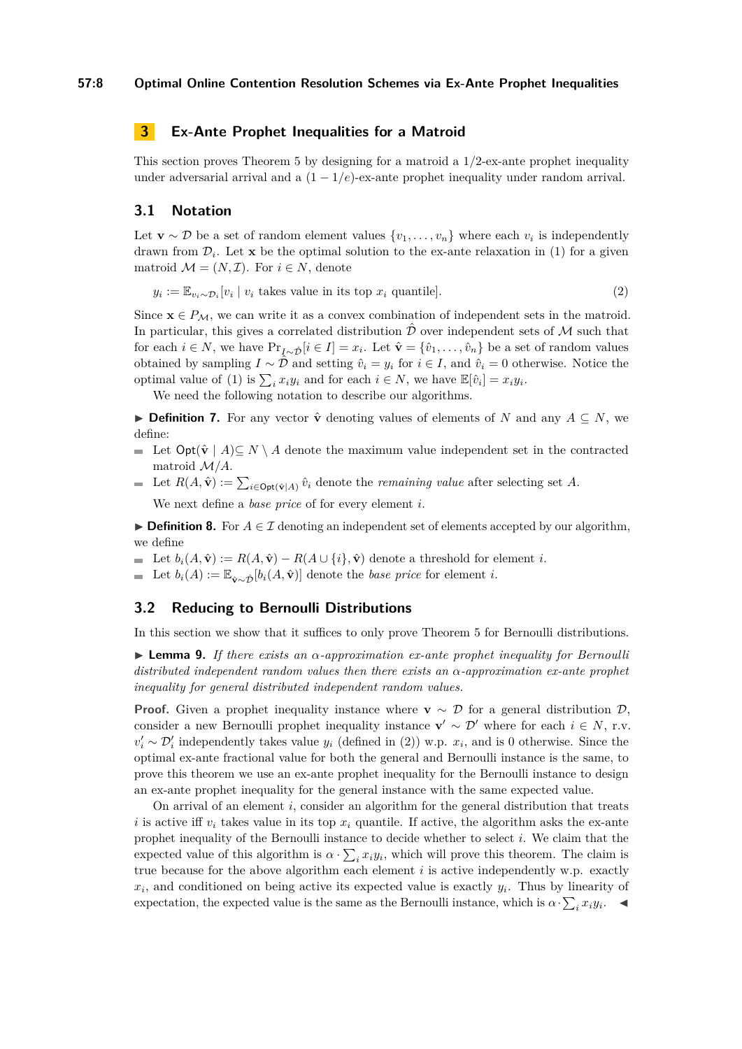## 3 Ex-Ante Prophet Inequalities for a Matroid

This section proves Theorem 5 by designing for a matroid a 1/2-ex-ante prophet inequality under adversarial arrival and a $(1 - 1/e)$-ex-ante prophet inequality under random arrival.

### 3.1 Notation

Let $\mathbf{v} \sim \mathcal{D}$ be a set of random element values $\{v_1, \dots, v_n\}$ where each $v_i$ is independently drawn from $\mathcal{D}_i$. Let $\mathbf{x}$ be the optimal solution to the ex-ante relaxation in (1) for a given matroid $\mathcal{M} = (N, \mathcal{I})$. For $i \in N$, denote

$$y_i := \mathbb{E}_{v_i \sim \mathcal{D}_i}[v_i \mid v_i \text{ takes value in its top } x_i \text{ quantile}]. \tag{2}$$

Since $\mathbf{x} \in P_{\mathcal{M}}$, we can write it as a convex combination of independent sets in the matroid. In particular, this gives a correlated distribution $\hat{\mathcal{D}}$ over independent sets of $\mathcal{M}$ such that for each $i \in N$, we have $\Pr_{I \sim \hat{\mathcal{D}}}[i \in I] = x_i$. Let $\hat{\mathbf{v}} = \{\hat{v}_1, \dots, \hat{v}_n\}$ be a set of random values obtained by sampling $I \sim \hat{\mathcal{D}}$ and setting $\hat{v}_i = y_i$ for $i \in I$, and $\hat{v}_i = 0$ otherwise. Notice the optimal value of (1) is $\sum_i x_i y_i$ and for each $i \in N$, we have $\mathbb{E}[\hat{v}_i] = x_i y_i$.

We need the following notation to describe our algorithms.

▶ **Definition 7.** For any vector $\hat{\mathbf{v}}$ denoting values of elements of $N$ and any $A \subseteq N$, we define:

- Let $\mathsf{Opt}(\hat{\mathbf{v}} \mid A) \subseteq N \setminus A$ denote the maximum value independent set in the contracted matroid $\mathcal{M}/A$.
- Let $R(A, \hat{\mathbf{v}}) := \sum_{i \in \mathsf{Opt}(\hat{\mathbf{v}}|A)} \hat{v}_i$ denote the *remaining value* after selecting set $A$.

We next define a *base price* of for every element $i$.

▶ **Definition 8.** For $A \in \mathcal{I}$ denoting an independent set of elements accepted by our algorithm, we define

- Let $b_i(A, \hat{\mathbf{v}}) := R(A, \hat{\mathbf{v}}) - R(A \cup \{i\}, \hat{\mathbf{v}})$ denote a threshold for element $i$.
- Let $b_i(A) := \mathbb{E}_{\hat{\mathbf{v}} \sim \hat{\mathcal{D}}}[b_i(A, \hat{\mathbf{v}})]$ denote the *base price* for element $i$.

### 3.2 Reducing to Bernoulli Distributions

In this section we show that it suffices to only prove Theorem 5 for Bernoulli distributions.

▶ **Lemma 9.** *If there exists an $\alpha$-approximation ex-ante prophet inequality for Bernoulli distributed independent random values then there exists an $\alpha$-approximation ex-ante prophet inequality for general distributed independent random values.*

**Proof.** Given a prophet inequality instance where $\mathbf{v} \sim \mathcal{D}$ for a general distribution $\mathcal{D}$, consider a new Bernoulli prophet inequality instance $\mathbf{v}' \sim \mathcal{D}'$ where for each $i \in N$, r.v. $v'_i \sim \mathcal{D}'_i$ independently takes value $y_i$ (defined in (2)) w.p. $x_i$, and is 0 otherwise. Since the optimal ex-ante fractional value for both the general and Bernoulli instance is the same, to prove this theorem we use an ex-ante prophet inequality for the Bernoulli instance to design an ex-ante prophet inequality for the general instance with the same expected value.

On arrival of an element $i$, consider an algorithm for the general distribution that treats $i$ is active iff $v_i$ takes value in its top $x_i$ quantile. If active, the algorithm asks the ex-ante prophet inequality of the Bernoulli instance to decide whether to select $i$. We claim that the expected value of this algorithm is $\alpha \cdot \sum_i x_i y_i$, which will prove this theorem. The claim is true because for the above algorithm each element $i$ is active independently w.p. exactly $x_i$, and conditioned on being active its expected value is exactly $y_i$. Thus by linearity of expectation, the expected value is the same as the Bernoulli instance, which is $\alpha \cdot \sum_i x_i y_i$. ◀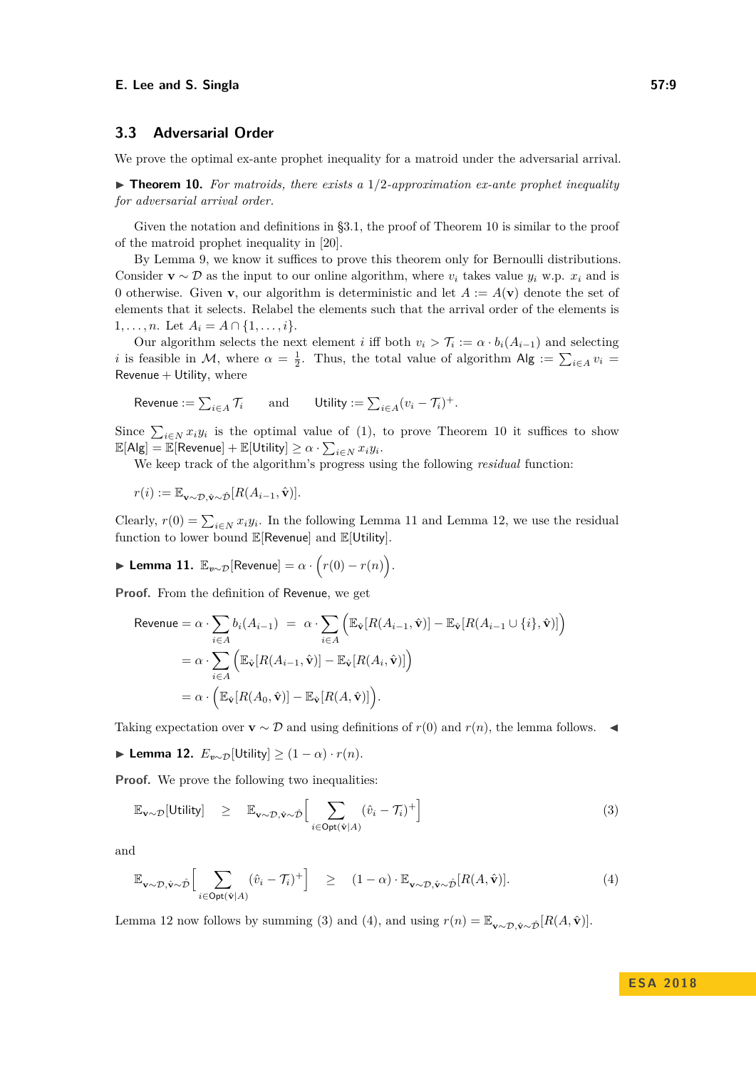### 3.3 Adversarial Order

We prove the optimal ex-ante prophet inequality for a matroid under the adversarial arrival.

▶ **Theorem 10.** *For matroids, there exists a $1/2$-approximation ex-ante prophet inequality for adversarial arrival order.*

Given the notation and definitions in §3.1, the proof of Theorem 10 is similar to the proof of the matroid prophet inequality in [20].

By Lemma 9, we know it suffices to prove this theorem only for Bernoulli distributions. Consider $\mathbf{v} \sim \mathcal{D}$ as the input to our online algorithm, where $v_i$ takes value $y_i$ w.p. $x_i$ and is 0 otherwise. Given $\mathbf{v}$, our algorithm is deterministic and let $A := A(\mathbf{v})$ denote the set of elements that it selects. Relabel the elements such that the arrival order of the elements is $1, \ldots, n$. Let $A_i = A \cap \{1, \ldots, i\}$.

Our algorithm selects the next element $i$ iff both $v_i > \mathcal{T}_i := \alpha \cdot b_i(A_{i-1})$ and selecting $i$ is feasible in $\mathcal{M}$, where $\alpha = \frac{1}{2}$. Thus, the total value of algorithm $\mathsf{Alg} := \sum_{i \in A} v_i = \mathsf{Revenue} + \mathsf{Utility}$, where

$$\mathsf{Revenue} := \sum_{i \in A} \mathcal{T}_i \qquad \text{and} \qquad \mathsf{Utility} := \sum_{i \in A} (v_i - \mathcal{T}_i)^+.$$

Since $\sum_{i \in N} x_i y_i$ is the optimal value of (1), to prove Theorem 10 it suffices to show $\mathbb{E}[\mathsf{Alg}] = \mathbb{E}[\mathsf{Revenue}] + \mathbb{E}[\mathsf{Utility}] \geq \alpha \cdot \sum_{i \in N} x_i y_i$.

We keep track of the algorithm's progress using the following *residual* function:

$$r(i) := \mathbb{E}_{\mathbf{v} \sim \mathcal{D}, \hat{\mathbf{v}} \sim \hat{\mathcal{D}}}[R(A_{i-1}, \hat{\mathbf{v}})].$$

Clearly, $r(0) = \sum_{i \in N} x_i y_i$. In the following Lemma 11 and Lemma 12, we use the residual function to lower bound $\mathbb{E}[\mathsf{Revenue}]$ and $\mathbb{E}[\mathsf{Utility}]$.

▶ **Lemma 11.** $\mathbb{E}_{v \sim \mathcal{D}}[\mathsf{Revenue}] = \alpha \cdot \Big( r(0) - r(n) \Big)$.

**Proof.** From the definition of $\mathsf{Revenue}$, we get

$$\begin{aligned}
\mathsf{Revenue} = \alpha \cdot \sum_{i \in A} b_i(A_{i-1}) \;&=\; \alpha \cdot \sum_{i \in A} \Big( \mathbb{E}_{\hat{\mathbf{v}}}[R(A_{i-1}, \hat{\mathbf{v}})] - \mathbb{E}_{\hat{\mathbf{v}}}[R(A_{i-1} \cup \{i\}, \hat{\mathbf{v}})] \Big) \\
&= \alpha \cdot \sum_{i \in A} \Big( \mathbb{E}_{\hat{\mathbf{v}}}[R(A_{i-1}, \hat{\mathbf{v}})] - \mathbb{E}_{\hat{\mathbf{v}}}[R(A_i, \hat{\mathbf{v}})] \Big) \\
&= \alpha \cdot \Big( \mathbb{E}_{\hat{\mathbf{v}}}[R(A_0, \hat{\mathbf{v}})] - \mathbb{E}_{\hat{\mathbf{v}}}[R(A, \hat{\mathbf{v}})] \Big).
\end{aligned}$$

Taking expectation over $\mathbf{v} \sim \mathcal{D}$ and using definitions of $r(0)$ and $r(n)$, the lemma follows. ◀

▶ **Lemma 12.** $E_{v \sim \mathcal{D}}[\mathsf{Utility}] \geq (1 - \alpha) \cdot r(n)$.

**Proof.** We prove the following two inequalities:

$$\mathbb{E}_{\mathbf{v} \sim \mathcal{D}}[\mathsf{Utility}] \quad \geq \quad \mathbb{E}_{\mathbf{v} \sim \mathcal{D}, \hat{\mathbf{v}} \sim \hat{\mathcal{D}}}\Big[ \sum_{i \in \mathsf{Opt}(\hat{\mathbf{v}}|A)} (\hat{v}_i - \mathcal{T}_i)^+ \Big] \tag{3}$$

and

$$\mathbb{E}_{\mathbf{v} \sim \mathcal{D}, \hat{\mathbf{v}} \sim \hat{\mathcal{D}}}\Big[ \sum_{i \in \mathsf{Opt}(\hat{\mathbf{v}}|A)} (\hat{v}_i - \mathcal{T}_i)^+ \Big] \quad \geq \quad (1 - \alpha) \cdot \mathbb{E}_{\mathbf{v} \sim \mathcal{D}, \hat{\mathbf{v}} \sim \hat{\mathcal{D}}}[R(A, \hat{\mathbf{v}})]. \tag{4}$$

Lemma 12 now follows by summing (3) and (4), and using $r(n) = \mathbb{E}_{\mathbf{v} \sim \mathcal{D}, \hat{\mathbf{v}} \sim \hat{\mathcal{D}}}[R(A, \hat{\mathbf{v}})]$.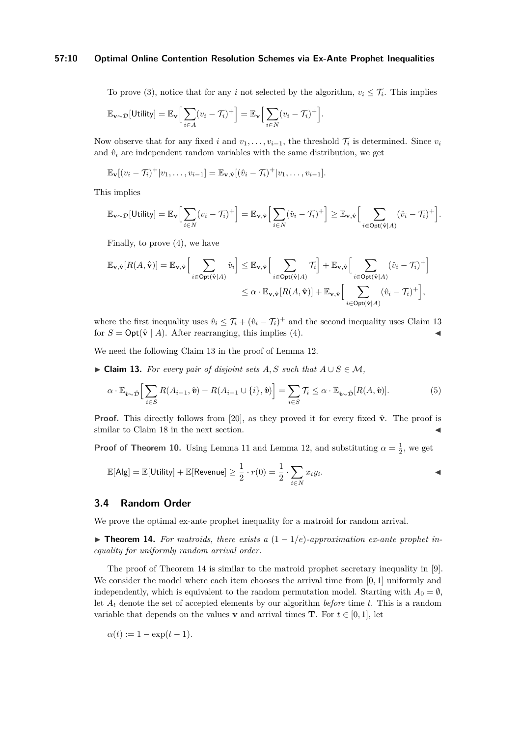To prove (3), notice that for any $i$ not selected by the algorithm, $v_i \le \mathcal{T}_i$. This implies

$$\mathbb{E}_{\mathbf{v}\sim\mathcal{D}}[\mathsf{Utility}] = \mathbb{E}_{\mathbf{v}}\Big[\sum_{i\in A}(v_i - \mathcal{T}_i)^+\Big] = \mathbb{E}_{\mathbf{v}}\Big[\sum_{i\in N}(v_i - \mathcal{T}_i)^+\Big].$$

Now observe that for any fixed $i$ and $v_1,\ldots,v_{i-1}$, the threshold $\mathcal{T}_i$ is determined. Since $v_i$ and $\hat{v}_i$ are independent random variables with the same distribution, we get

$$\mathbb{E}_{\mathbf{v}}[(v_i - \mathcal{T}_i)^+ | v_1,\ldots,v_{i-1}] = \mathbb{E}_{\mathbf{v},\hat{\mathbf{v}}}[(\hat{v}_i - \mathcal{T}_i)^+ | v_1,\ldots,v_{i-1}].$$

This implies

$$\mathbb{E}_{\mathbf{v}\sim\mathcal{D}}[\mathsf{Utility}] = \mathbb{E}_{\mathbf{v}}\Big[\sum_{i\in N}(v_i - \mathcal{T}_i)^+\Big] = \mathbb{E}_{\mathbf{v},\hat{\mathbf{v}}}\Big[\sum_{i\in N}(\hat{v}_i - \mathcal{T}_i)^+\Big] \ge \mathbb{E}_{\mathbf{v},\hat{\mathbf{v}}}\Big[\sum_{i\in\mathsf{Opt}(\hat{\mathbf{v}}|A)}(\hat{v}_i - \mathcal{T}_i)^+\Big].$$

Finally, to prove (4), we have

$$\begin{aligned}\mathbb{E}_{\mathbf{v},\hat{\mathbf{v}}}[R(A,\hat{\mathbf{v}})] = \mathbb{E}_{\mathbf{v},\hat{\mathbf{v}}}\Big[\sum_{i\in\mathsf{Opt}(\hat{\mathbf{v}}|A)}\hat{v}_i\Big] &\le \mathbb{E}_{\mathbf{v},\hat{\mathbf{v}}}\Big[\sum_{i\in\mathsf{Opt}(\hat{\mathbf{v}}|A)}\mathcal{T}_i\Big] + \mathbb{E}_{\mathbf{v},\hat{\mathbf{v}}}\Big[\sum_{i\in\mathsf{Opt}(\hat{\mathbf{v}}|A)}(\hat{v}_i - \mathcal{T}_i)^+\Big]\\ &\le \alpha\cdot\mathbb{E}_{\mathbf{v},\hat{\mathbf{v}}}[R(A,\hat{\mathbf{v}})] + \mathbb{E}_{\mathbf{v},\hat{\mathbf{v}}}\Big[\sum_{i\in\mathsf{Opt}(\hat{\mathbf{v}}|A)}(\hat{v}_i - \mathcal{T}_i)^+\Big],\end{aligned}$$

where the first inequality uses $\hat{v}_i \le \mathcal{T}_i + (\hat{v}_i - \mathcal{T}_i)^+$ and the second inequality uses Claim 13 for $S = \mathsf{Opt}(\hat{\mathbf{v}} \mid A)$. After rearranging, this implies (4). ◂

We need the following Claim 13 in the proof of Lemma 12.

▸ **Claim 13.** *For every pair of disjoint sets $A, S$ such that $A\cup S \in \mathcal{M}$,*

$$\alpha\cdot\mathbb{E}_{\hat{\boldsymbol{v}}\sim\hat{\mathcal{D}}}\Big[\sum_{i\in S}R(A_{i-1},\hat{\boldsymbol{v}}) - R(A_{i-1}\cup\{i\},\hat{\boldsymbol{v}})\Big] = \sum_{i\in S}\mathcal{T}_i \le \alpha\cdot\mathbb{E}_{\hat{\boldsymbol{v}}\sim\hat{\mathcal{D}}}[R(A,\hat{\boldsymbol{v}})]. \tag{5}$$

**Proof.** This directly follows from [20], as they proved it for every fixed $\hat{\mathbf{v}}$. The proof is similar to Claim 18 in the next section. ◂

**Proof of Theorem 10.** Using Lemma 11 and Lemma 12, and substituting $\alpha = \frac{1}{2}$, we get

$$\mathbb{E}[\mathsf{Alg}] = \mathbb{E}[\mathsf{Utility}] + \mathbb{E}[\mathsf{Revenue}] \ge \frac{1}{2}\cdot r(0) = \frac{1}{2}\cdot\sum_{i\in N}x_i y_i.$$ ◂

## 3.4 Random Order

We prove the optimal ex-ante prophet inequality for a matroid for random arrival.

▸ **Theorem 14.** *For matroids, there exists a $(1-1/e)$-approximation ex-ante prophet inequality for uniformly random arrival order.*

The proof of Theorem 14 is similar to the matroid prophet secretary inequality in [9]. We consider the model where each item chooses the arrival time from $[0,1]$ uniformly and independently, which is equivalent to the random permutation model. Starting with $A_0 = \emptyset$, let $A_t$ denote the set of accepted elements by our algorithm *before* time $t$. This is a random variable that depends on the values $\mathbf{v}$ and arrival times $\mathbf{T}$. For $t \in [0,1]$, let

$$\alpha(t) := 1 - \exp(t-1).$$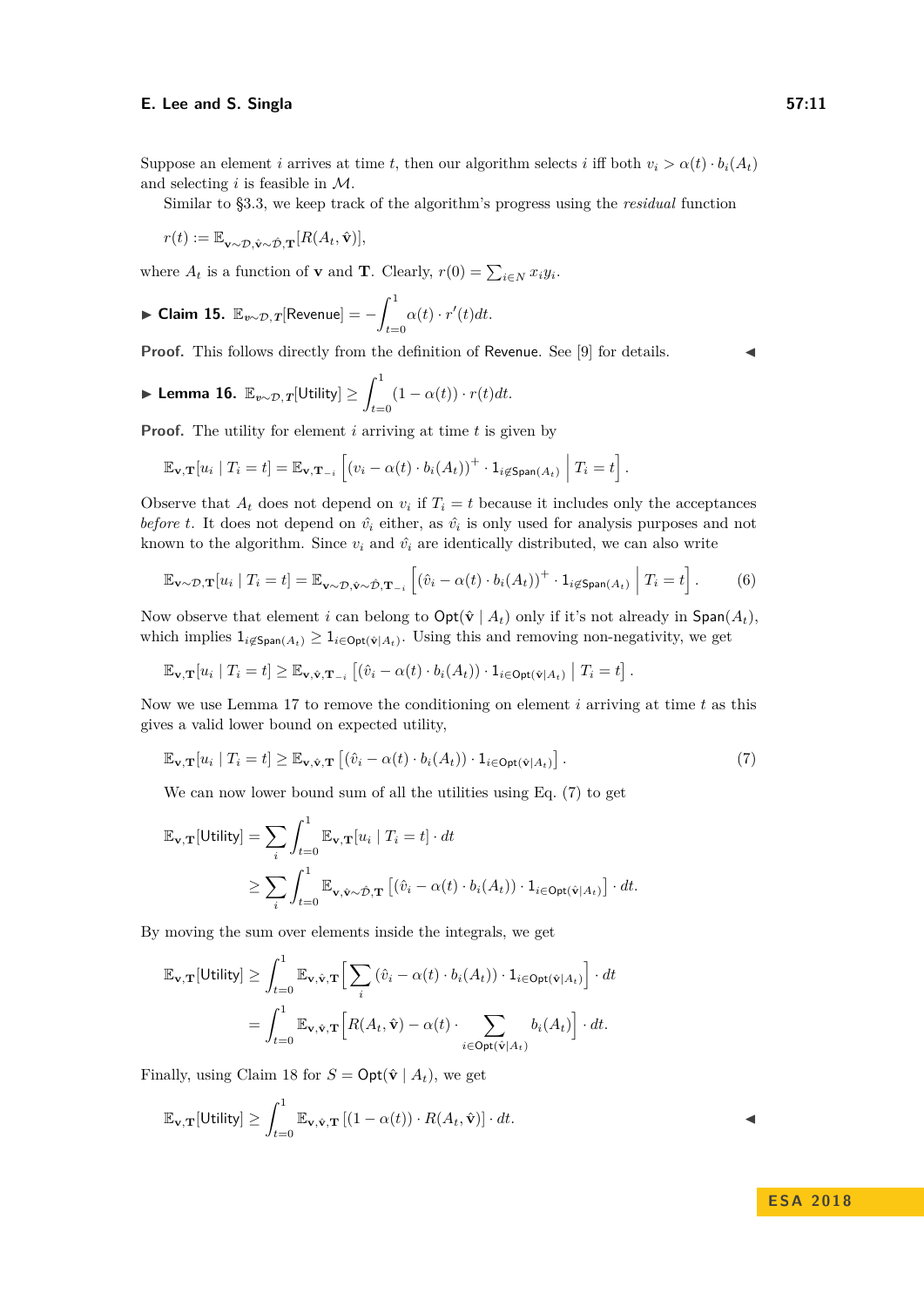Suppose an element $i$ arrives at time $t$, then our algorithm selects $i$ iff both $v_i > \alpha(t) \cdot b_i(A_t)$ and selecting $i$ is feasible in $\mathcal{M}$.

Similar to §3.3, we keep track of the algorithm's progress using the *residual* function

$$r(t) := \mathbb{E}_{\mathbf{v} \sim \mathcal{D}, \hat{\mathbf{v}} \sim \hat{\mathcal{D}}, \mathbf{T}}[R(A_t, \hat{\mathbf{v}})],$$

where $A_t$ is a function of $\mathbf{v}$ and $\mathbf{T}$. Clearly, $r(0) = \sum_{i \in N} x_i y_i$.

▶ **Claim 15.** $\mathbb{E}_{\boldsymbol{v} \sim \mathcal{D}, \boldsymbol{T}}[\mathsf{Revenue}] = -\int_{t=0}^{1} \alpha(t) \cdot r'(t) dt$.

**Proof.** This follows directly from the definition of Revenue. See [9] for details. ◀

▶ **Lemma 16.** $\mathbb{E}_{\boldsymbol{v} \sim \mathcal{D}, \boldsymbol{T}}[\mathsf{Utility}] \geq \int_{t=0}^{1} (1 - \alpha(t)) \cdot r(t) dt$.

**Proof.** The utility for element $i$ arriving at time $t$ is given by

$$\mathbb{E}_{\mathbf{v}, \mathbf{T}}[u_i \mid T_i = t] = \mathbb{E}_{\mathbf{v}, \mathbf{T}_{-i}} \left[ (v_i - \alpha(t) \cdot b_i(A_t))^+ \cdot \mathbb{1}_{i \notin \mathsf{Span}(A_t)} \;\middle|\; T_i = t \right].$$

Observe that $A_t$ does not depend on $v_i$ if $T_i = t$ because it includes only the acceptances *before* $t$. It does not depend on $\hat{v}_i$ either, as $\hat{v}_i$ is only used for analysis purposes and not known to the algorithm. Since $v_i$ and $\hat{v}_i$ are identically distributed, we can also write

$$\mathbb{E}_{\mathbf{v} \sim \mathcal{D}, \mathbf{T}}[u_i \mid T_i = t] = \mathbb{E}_{\mathbf{v} \sim \mathcal{D}, \hat{\mathbf{v}} \sim \hat{\mathcal{D}}, \mathbf{T}_{-i}} \left[ (\hat{v}_i - \alpha(t) \cdot b_i(A_t))^+ \cdot \mathbb{1}_{i \notin \mathsf{Span}(A_t)} \;\middle|\; T_i = t \right]. \tag{6}$$

Now observe that element $i$ can belong to $\mathsf{Opt}(\hat{\mathbf{v}} \mid A_t)$ only if it's not already in $\mathsf{Span}(A_t)$, which implies $\mathbb{1}_{i \notin \mathsf{Span}(A_t)} \geq \mathbb{1}_{i \in \mathsf{Opt}(\hat{\mathbf{v}} \mid A_t)}$. Using this and removing non-negativity, we get

$$\mathbb{E}_{\mathbf{v}, \mathbf{T}}[u_i \mid T_i = t] \geq \mathbb{E}_{\mathbf{v}, \hat{\mathbf{v}}, \mathbf{T}_{-i}} \left[ (\hat{v}_i - \alpha(t) \cdot b_i(A_t)) \cdot \mathbb{1}_{i \in \mathsf{Opt}(\hat{\mathbf{v}} \mid A_t)} \;\middle|\; T_i = t \right].$$

Now we use Lemma 17 to remove the conditioning on element $i$ arriving at time $t$ as this gives a valid lower bound on expected utility,

$$\mathbb{E}_{\mathbf{v}, \mathbf{T}}[u_i \mid T_i = t] \geq \mathbb{E}_{\mathbf{v}, \hat{\mathbf{v}}, \mathbf{T}} \left[ (\hat{v}_i - \alpha(t) \cdot b_i(A_t)) \cdot \mathbb{1}_{i \in \mathsf{Opt}(\hat{\mathbf{v}} \mid A_t)} \right]. \tag{7}$$

We can now lower bound sum of all the utilities using Eq. (7) to get

$$\begin{aligned}
\mathbb{E}_{\mathbf{v}, \mathbf{T}}[\mathsf{Utility}] &= \sum_i \int_{t=0}^{1} \mathbb{E}_{\mathbf{v}, \mathbf{T}}[u_i \mid T_i = t] \cdot dt \\
&\geq \sum_i \int_{t=0}^{1} \mathbb{E}_{\mathbf{v}, \hat{\mathbf{v}} \sim \hat{\mathcal{D}}, \mathbf{T}} \left[ (\hat{v}_i - \alpha(t) \cdot b_i(A_t)) \cdot \mathbb{1}_{i \in \mathsf{Opt}(\hat{\mathbf{v}} \mid A_t)} \right] \cdot dt.
\end{aligned}$$

By moving the sum over elements inside the integrals, we get

$$\begin{aligned}
\mathbb{E}_{\mathbf{v}, \mathbf{T}}[\mathsf{Utility}] &\geq \int_{t=0}^{1} \mathbb{E}_{\mathbf{v}, \hat{\mathbf{v}}, \mathbf{T}} \Big[ \sum_i (\hat{v}_i - \alpha(t) \cdot b_i(A_t)) \cdot \mathbb{1}_{i \in \mathsf{Opt}(\hat{\mathbf{v}} \mid A_t)} \Big] \cdot dt \\
&= \int_{t=0}^{1} \mathbb{E}_{\mathbf{v}, \hat{\mathbf{v}}, \mathbf{T}} \Big[ R(A_t, \hat{\mathbf{v}}) - \alpha(t) \cdot \sum_{i \in \mathsf{Opt}(\hat{\mathbf{v}} \mid A_t)} b_i(A_t) \Big] \cdot dt.
\end{aligned}$$

Finally, using Claim 18 for $S = \mathsf{Opt}(\hat{\mathbf{v}} \mid A_t)$, we get

$$\mathbb{E}_{\mathbf{v}, \mathbf{T}}[\mathsf{Utility}] \geq \int_{t=0}^{1} \mathbb{E}_{\mathbf{v}, \hat{\mathbf{v}}, \mathbf{T}} \left[ (1 - \alpha(t)) \cdot R(A_t, \hat{\mathbf{v}}) \right] \cdot dt.$$

◀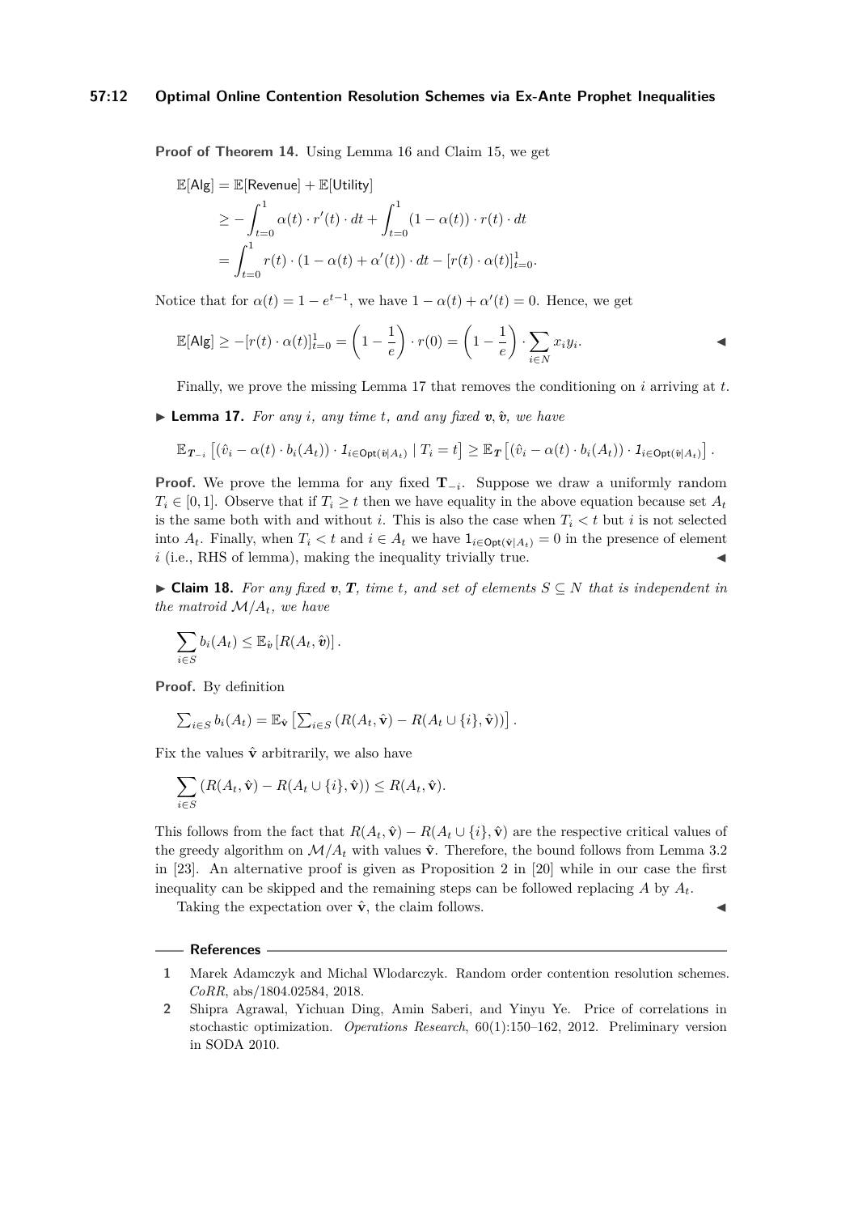**Proof of Theorem 14.** Using Lemma 16 and Claim 15, we get

$$
\begin{aligned}
\mathbb{E}[\mathsf{Alg}] &= \mathbb{E}[\mathsf{Revenue}] + \mathbb{E}[\mathsf{Utility}] \\
&\geq -\int_{t=0}^{1} \alpha(t) \cdot r'(t) \cdot dt + \int_{t=0}^{1} (1-\alpha(t)) \cdot r(t) \cdot dt \\
&= \int_{t=0}^{1} r(t) \cdot (1 - \alpha(t) + \alpha'(t)) \cdot dt - [r(t) \cdot \alpha(t)]_{t=0}^{1}.
\end{aligned}
$$

Notice that for $\alpha(t) = 1 - e^{t-1}$, we have $1 - \alpha(t) + \alpha'(t) = 0$. Hence, we get

$$
\mathbb{E}[\mathsf{Alg}] \geq -[r(t) \cdot \alpha(t)]_{t=0}^{1} = \left(1 - \frac{1}{e}\right) \cdot r(0) = \left(1 - \frac{1}{e}\right) \cdot \sum_{i \in N} x_i y_i. \qquad ◀
$$

Finally, we prove the missing Lemma 17 that removes the conditioning on $i$ arriving at $t$.

▶ **Lemma 17.** *For any $i$, any time $t$, and any fixed $\boldsymbol{v}, \hat{\boldsymbol{v}}$, we have*

$$
\mathbb{E}_{\boldsymbol{T}_{-i}}\left[(\hat{v}_i - \alpha(t) \cdot b_i(A_t)) \cdot \mathbf{1}_{i \in \mathsf{Opt}(\hat{v}|A_t)} \mid T_i = t\right] \geq \mathbb{E}_{\boldsymbol{T}}\left[(\hat{v}_i - \alpha(t) \cdot b_i(A_t)) \cdot \mathbf{1}_{i \in \mathsf{Opt}(\hat{v}|A_t)}\right].
$$

**Proof.** We prove the lemma for any fixed $\mathbf{T}_{-i}$. Suppose we draw a uniformly random $T_i \in [0,1]$. Observe that if $T_i \geq t$ then we have equality in the above equation because set $A_t$ is the same both with and without $i$. This is also the case when $T_i < t$ but $i$ is not selected into $A_t$. Finally, when $T_i < t$ and $i \in A_t$ we have $\mathbf{1}_{i \in \mathsf{Opt}(\hat{\mathbf{v}}|A_t)} = 0$ in the presence of element $i$ (i.e., RHS of lemma), making the inequality trivially true. ◀

▶ **Claim 18.** *For any fixed $\boldsymbol{v}, \boldsymbol{T}$, time $t$, and set of elements $S \subseteq N$ that is independent in the matroid $\mathcal{M}/A_t$, we have*

$$
\sum_{i \in S} b_i(A_t) \leq \mathbb{E}_{\hat{\boldsymbol{v}}}\left[R(A_t, \hat{\boldsymbol{v}})\right].
$$

**Proof.** By definition

$$
\textstyle\sum_{i \in S} b_i(A_t) = \mathbb{E}_{\hat{\mathbf{v}}}\left[\sum_{i \in S}\left(R(A_t, \hat{\mathbf{v}}) - R(A_t \cup \{i\}, \hat{\mathbf{v}})\right)\right].
$$

Fix the values $\hat{\mathbf{v}}$ arbitrarily, we also have

$$
\sum_{i \in S}\left(R(A_t, \hat{\mathbf{v}}) - R(A_t \cup \{i\}, \hat{\mathbf{v}})\right) \leq R(A_t, \hat{\mathbf{v}}).
$$

This follows from the fact that $R(A_t, \hat{\mathbf{v}}) - R(A_t \cup \{i\}, \hat{\mathbf{v}})$ are the respective critical values of the greedy algorithm on $\mathcal{M}/A_t$ with values $\hat{\mathbf{v}}$. Therefore, the bound follows from Lemma 3.2 in [23]. An alternative proof is given as Proposition 2 in [20] while in our case the first inequality can be skipped and the remaining steps can be followed replacing $A$ by $A_t$.

Taking the expectation over $\hat{\mathbf{v}}$, the claim follows. ◀

## References

1. Marek Adamczyk and Michal Wlodarczyk. Random order contention resolution schemes. *CoRR*, abs/1804.02584, 2018.
2. Shipra Agrawal, Yichuan Ding, Amin Saberi, and Yinyu Ye. Price of correlations in stochastic optimization. *Operations Research*, 60(1):150–162, 2012. Preliminary version in SODA 2010.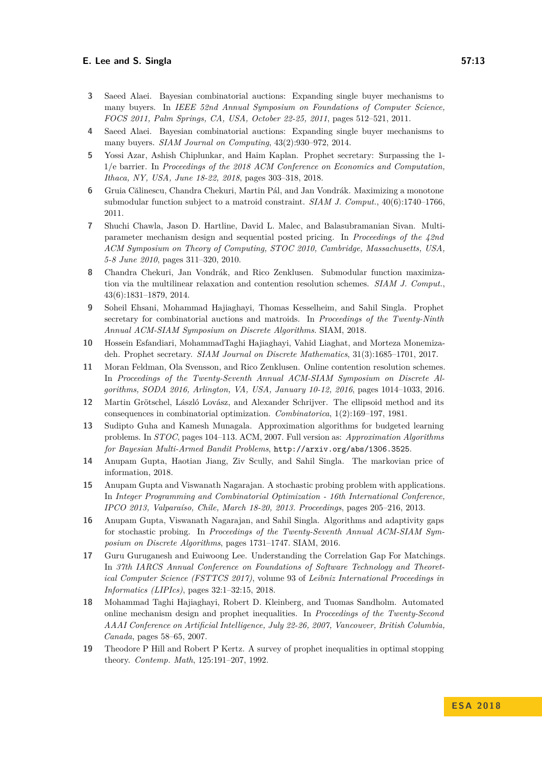3. Saeed Alaei. Bayesian combinatorial auctions: Expanding single buyer mechanisms to many buyers. In *IEEE 52nd Annual Symposium on Foundations of Computer Science, FOCS 2011, Palm Springs, CA, USA, October 22-25, 2011*, pages 512–521, 2011.
4. Saeed Alaei. Bayesian combinatorial auctions: Expanding single buyer mechanisms to many buyers. *SIAM Journal on Computing*, 43(2):930–972, 2014.
5. Yossi Azar, Ashish Chiplunkar, and Haim Kaplan. Prophet secretary: Surpassing the 1-1/e barrier. In *Proceedings of the 2018 ACM Conference on Economics and Computation, Ithaca, NY, USA, June 18-22, 2018*, pages 303–318, 2018.
6. Gruia Călinescu, Chandra Chekuri, Martin Pál, and Jan Vondrák. Maximizing a monotone submodular function subject to a matroid constraint. *SIAM J. Comput.*, 40(6):1740–1766, 2011.
7. Shuchi Chawla, Jason D. Hartline, David L. Malec, and Balasubramanian Sivan. Multi-parameter mechanism design and sequential posted pricing. In *Proceedings of the 42nd ACM Symposium on Theory of Computing, STOC 2010, Cambridge, Massachusetts, USA, 5-8 June 2010*, pages 311–320, 2010.
8. Chandra Chekuri, Jan Vondrák, and Rico Zenklusen. Submodular function maximization via the multilinear relaxation and contention resolution schemes. *SIAM J. Comput.*, 43(6):1831–1879, 2014.
9. Soheil Ehsani, Mohammad Hajiaghayi, Thomas Kesselheim, and Sahil Singla. Prophet secretary for combinatorial auctions and matroids. In *Proceedings of the Twenty-Ninth Annual ACM-SIAM Symposium on Discrete Algorithms*. SIAM, 2018.
10. Hossein Esfandiari, MohammadTaghi Hajiaghayi, Vahid Liaghat, and Morteza Monemizadeh. Prophet secretary. *SIAM Journal on Discrete Mathematics*, 31(3):1685–1701, 2017.
11. Moran Feldman, Ola Svensson, and Rico Zenklusen. Online contention resolution schemes. In *Proceedings of the Twenty-Seventh Annual ACM-SIAM Symposium on Discrete Algorithms, SODA 2016, Arlington, VA, USA, January 10-12, 2016*, pages 1014–1033, 2016.
12. Martin Grötschel, László Lovász, and Alexander Schrijver. The ellipsoid method and its consequences in combinatorial optimization. *Combinatorica*, 1(2):169–197, 1981.
13. Sudipto Guha and Kamesh Munagala. Approximation algorithms for budgeted learning problems. In *STOC*, pages 104–113. ACM, 2007. Full version as: *Approximation Algorithms for Bayesian Multi-Armed Bandit Problems*, http://arxiv.org/abs/1306.3525.
14. Anupam Gupta, Haotian Jiang, Ziv Scully, and Sahil Singla. The markovian price of information, 2018.
15. Anupam Gupta and Viswanath Nagarajan. A stochastic probing problem with applications. In *Integer Programming and Combinatorial Optimization - 16th International Conference, IPCO 2013, Valparaíso, Chile, March 18-20, 2013. Proceedings*, pages 205–216, 2013.
16. Anupam Gupta, Viswanath Nagarajan, and Sahil Singla. Algorithms and adaptivity gaps for stochastic probing. In *Proceedings of the Twenty-Seventh Annual ACM-SIAM Symposium on Discrete Algorithms*, pages 1731–1747. SIAM, 2016.
17. Guru Guruganesh and Euiwoong Lee. Understanding the Correlation Gap For Matchings. In *37th IARCS Annual Conference on Foundations of Software Technology and Theoretical Computer Science (FSTTCS 2017)*, volume 93 of *Leibniz International Proceedings in Informatics (LIPIcs)*, pages 32:1–32:15, 2018.
18. Mohammad Taghi Hajiaghayi, Robert D. Kleinberg, and Tuomas Sandholm. Automated online mechanism design and prophet inequalities. In *Proceedings of the Twenty-Second AAAI Conference on Artificial Intelligence, July 22-26, 2007, Vancouver, British Columbia, Canada*, pages 58–65, 2007.
19. Theodore P Hill and Robert P Kertz. A survey of prophet inequalities in optimal stopping theory. *Contemp. Math*, 125:191–207, 1992.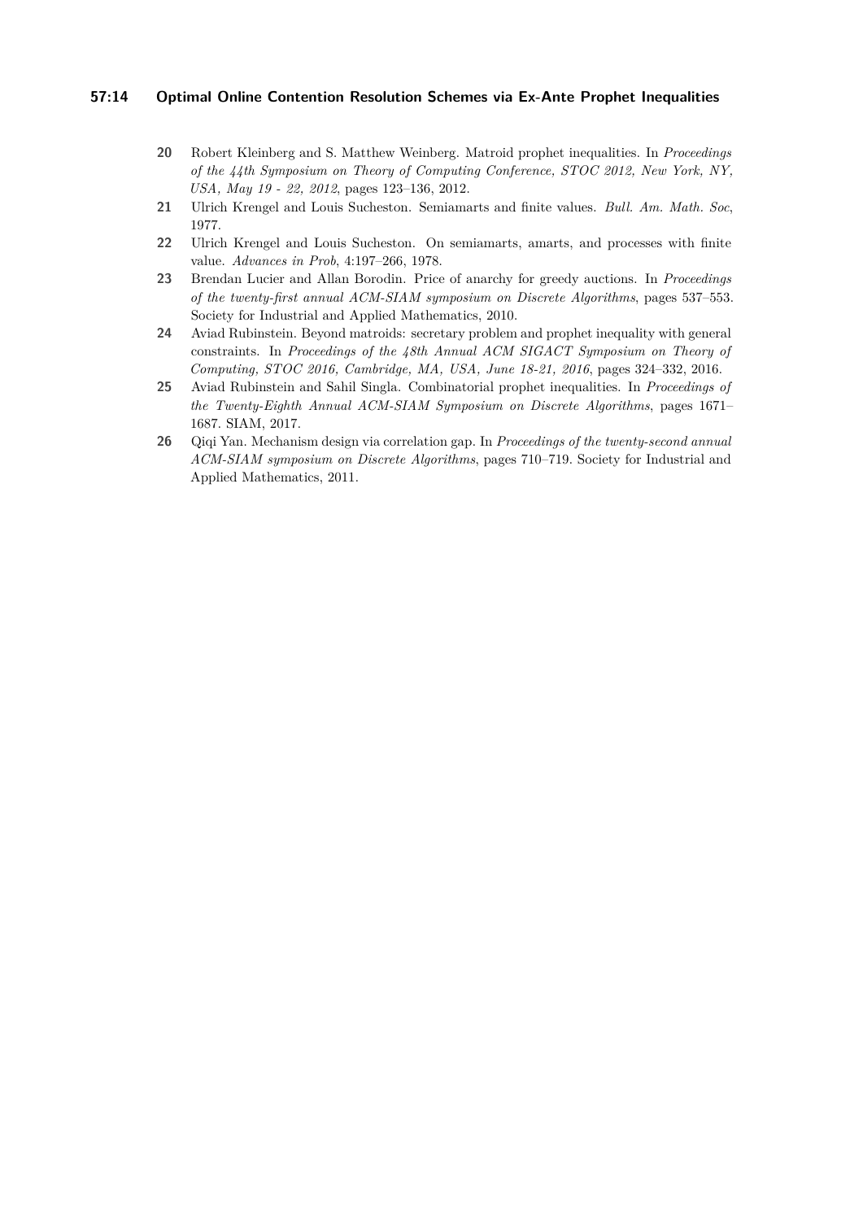20 Robert Kleinberg and S. Matthew Weinberg. Matroid prophet inequalities. In *Proceedings of the 44th Symposium on Theory of Computing Conference, STOC 2012, New York, NY, USA, May 19 - 22, 2012*, pages 123–136, 2012.

21 Ulrich Krengel and Louis Sucheston. Semiamarts and finite values. *Bull. Am. Math. Soc*, 1977.

22 Ulrich Krengel and Louis Sucheston. On semiamarts, amarts, and processes with finite value. *Advances in Prob*, 4:197–266, 1978.

23 Brendan Lucier and Allan Borodin. Price of anarchy for greedy auctions. In *Proceedings of the twenty-first annual ACM-SIAM symposium on Discrete Algorithms*, pages 537–553. Society for Industrial and Applied Mathematics, 2010.

24 Aviad Rubinstein. Beyond matroids: secretary problem and prophet inequality with general constraints. In *Proceedings of the 48th Annual ACM SIGACT Symposium on Theory of Computing, STOC 2016, Cambridge, MA, USA, June 18-21, 2016*, pages 324–332, 2016.

25 Aviad Rubinstein and Sahil Singla. Combinatorial prophet inequalities. In *Proceedings of the Twenty-Eighth Annual ACM-SIAM Symposium on Discrete Algorithms*, pages 1671–1687. SIAM, 2017.

26 Qiqi Yan. Mechanism design via correlation gap. In *Proceedings of the twenty-second annual ACM-SIAM symposium on Discrete Algorithms*, pages 710–719. Society for Industrial and Applied Mathematics, 2011.